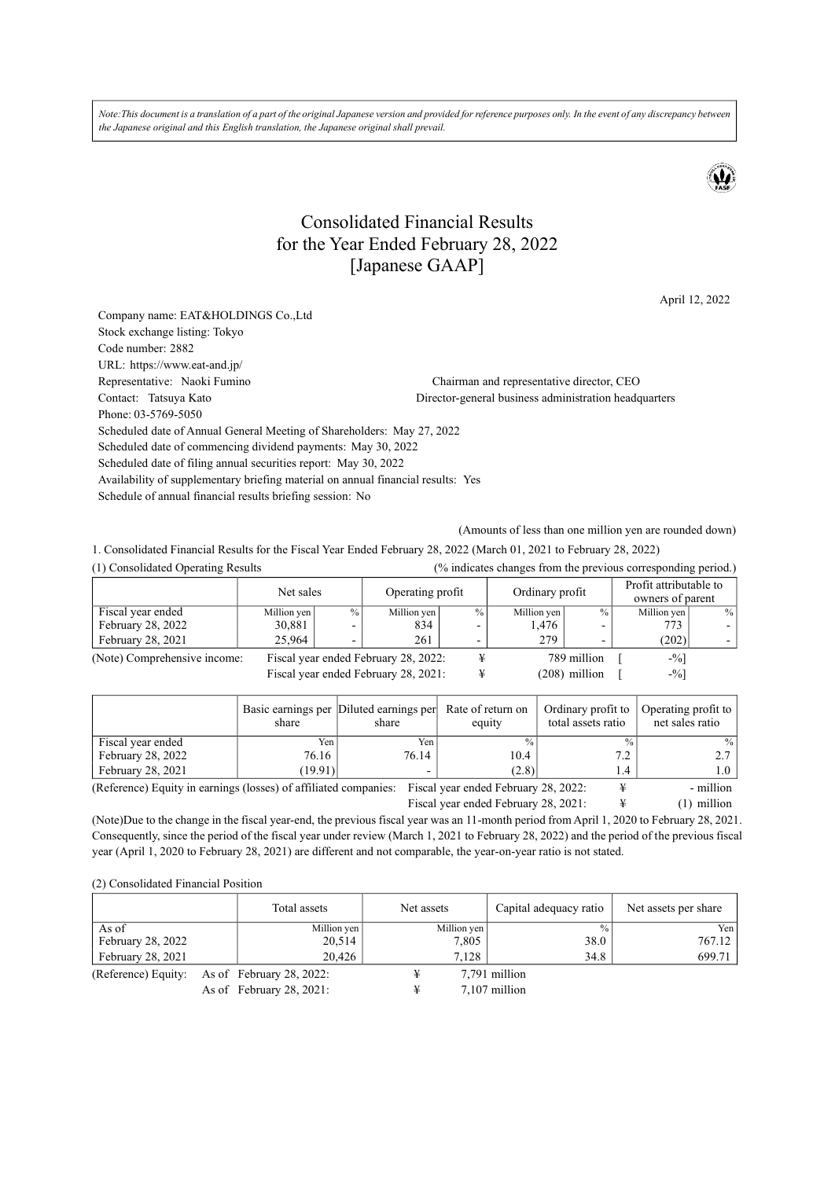*Note:This document is a translation of a part of the original Japanese version and provided for reference purposes only. In the event of any discrepancy between the Japanese original and this English translation, the Japanese original shall prevail.*

# Consolidated Financial Results for the Year Ended February 28, 2022 [Japanese GAAP]

April 12, 2022

Company name: EAT&HOLDINGS Co.,Ltd
Stock exchange listing: Tokyo
Code number: 2882
URL: https://www.eat-and.jp/
Representative: Naoki Fumino — Chairman and representative director, CEO
Contact: Tatsuya Kato — Director-general business administration headquarters
Phone: 03-5769-5050
Scheduled date of Annual General Meeting of Shareholders: May 27, 2022
Scheduled date of commencing dividend payments: May 30, 2022
Scheduled date of filing annual securities report: May 30, 2022
Availability of supplementary briefing material on annual financial results: Yes
Schedule of annual financial results briefing session: No

(Amounts of less than one million yen are rounded down)

1. Consolidated Financial Results for the Fiscal Year Ended February 28, 2022 (March 01, 2021 to February 28, 2022)

(1) Consolidated Operating Results (% indicates changes from the previous corresponding period.)

| | Net sales | | Operating profit | | Ordinary profit | | Profit attributable to owners of parent | |
|---|---|---|---|---|---|---|---|---|
| Fiscal year ended | Million yen | % | Million yen | % | Million yen | % | Million yen | % |
| February 28, 2022 | 30,881 | - | 834 | - | 1,476 | - | 773 | - |
| February 28, 2021 | 25,964 | - | 261 | - | 279 | - | (202) | - |

(Note) Comprehensive income: Fiscal year ended February 28, 2022: ¥ 789 million [ -%]
Fiscal year ended February 28, 2021: ¥ (208) million [ -%]

| | Basic earnings per share | Diluted earnings per share | Rate of return on equity | Ordinary profit to total assets ratio | Operating profit to net sales ratio |
|---|---|---|---|---|---|
| Fiscal year ended | Yen | Yen | % | % | % |
| February 28, 2022 | 76.16 | 76.14 | 10.4 | 7.2 | 2.7 |
| February 28, 2021 | (19.91) | - | (2.8) | 1.4 | 1.0 |

(Reference) Equity in earnings (losses) of affiliated companies: Fiscal year ended February 28, 2022: ¥ - million
Fiscal year ended February 28, 2021: ¥ (1) million

(Note)Due to the change in the fiscal year-end, the previous fiscal year was an 11-month period from April 1, 2020 to February 28, 2021. Consequently, since the period of the fiscal year under review (March 1, 2021 to February 28, 2022) and the period of the previous fiscal year (April 1, 2020 to February 28, 2021) are different and not comparable, the year-on-year ratio is not stated.

(2) Consolidated Financial Position

| | Total assets | Net assets | Capital adequacy ratio | Net assets per share |
|---|---|---|---|---|
| As of | Million yen | Million yen | % | Yen |
| February 28, 2022 | 20,514 | 7,805 | 38.0 | 767.12 |
| February 28, 2021 | 20,426 | 7,128 | 34.8 | 699.71 |

(Reference) Equity: As of February 28, 2022: ¥ 7,791 million
As of February 28, 2021: ¥ 7,107 million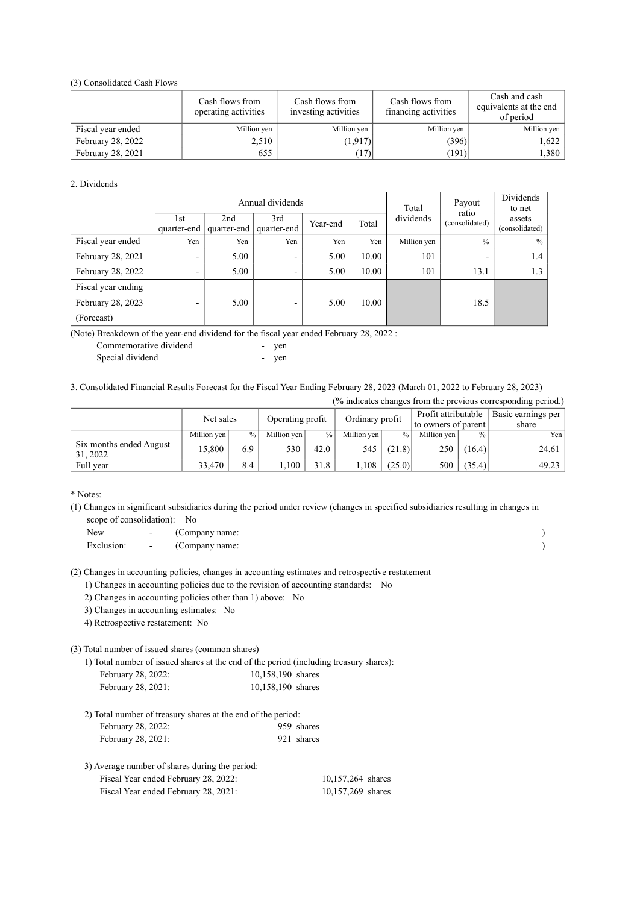(3) Consolidated Cash Flows

| | Cash flows from operating activities | Cash flows from investing activities | Cash flows from financing activities | Cash and cash equivalents at the end of period |
|---|---|---|---|---|
| Fiscal year ended | Million yen | Million yen | Million yen | Million yen |
| February 28, 2022 | 2,510 | (1,917) | (396) | 1,622 |
| February 28, 2021 | 655 | (17) | (191) | 1,380 |

2. Dividends

| | Annual dividends | | | | | Total dividends | Payout ratio (consolidated) | Dividends to net assets (consolidated) |
|---|---|---|---|---|---|---|---|---|
| | 1st quarter-end | 2nd quarter-end | 3rd quarter-end | Year-end | Total | | | |
| Fiscal year ended | Yen | Yen | Yen | Yen | Yen | Million yen | % | % |
| February 28, 2021 | - | 5.00 | - | 5.00 | 10.00 | 101 | - | 1.4 |
| February 28, 2022 | - | 5.00 | - | 5.00 | 10.00 | 101 | 13.1 | 1.3 |
| Fiscal year ending February 28, 2023 (Forecast) | - | 5.00 | - | 5.00 | 10.00 | | 18.5 | |

(Note) Breakdown of the year-end dividend for the fiscal year ended February 28, 2022 :

Commemorative dividend - yen

Special dividend - yen

3. Consolidated Financial Results Forecast for the Fiscal Year Ending February 28, 2023 (March 01, 2022 to February 28, 2023)

(% indicates changes from the previous corresponding period.)

| | Net sales | | Operating profit | | Ordinary profit | | Profit attributable to owners of parent | | Basic earnings per share |
|---|---|---|---|---|---|---|---|---|---|
| | Million yen | % | Million yen | % | Million yen | % | Million yen | % | Yen |
| Six months ended August 31, 2022 | 15,800 | 6.9 | 530 | 42.0 | 545 | (21.8) | 250 | (16.4) | 24.61 |
| Full year | 33,470 | 8.4 | 1,100 | 31.8 | 1,108 | (25.0) | 500 | (35.4) | 49.23 |

\* Notes:

(1) Changes in significant subsidiaries during the period under review (changes in specified subsidiaries resulting in changes in scope of consolidation): No

New - (Company name: )

Exclusion: - (Company name: )

(2) Changes in accounting policies, changes in accounting estimates and retrospective restatement

1) Changes in accounting policies due to the revision of accounting standards: No

2) Changes in accounting policies other than 1) above: No

3) Changes in accounting estimates: No

4) Retrospective restatement: No

(3) Total number of issued shares (common shares)

1) Total number of issued shares at the end of the period (including treasury shares):

February 28, 2022: 10,158,190 shares

February 28, 2021: 10,158,190 shares

2) Total number of treasury shares at the end of the period:

February 28, 2022: 959 shares

February 28, 2021: 921 shares

3) Average number of shares during the period:

Fiscal Year ended February 28, 2022: 10,157,264 shares

Fiscal Year ended February 28, 2021: 10,157,269 shares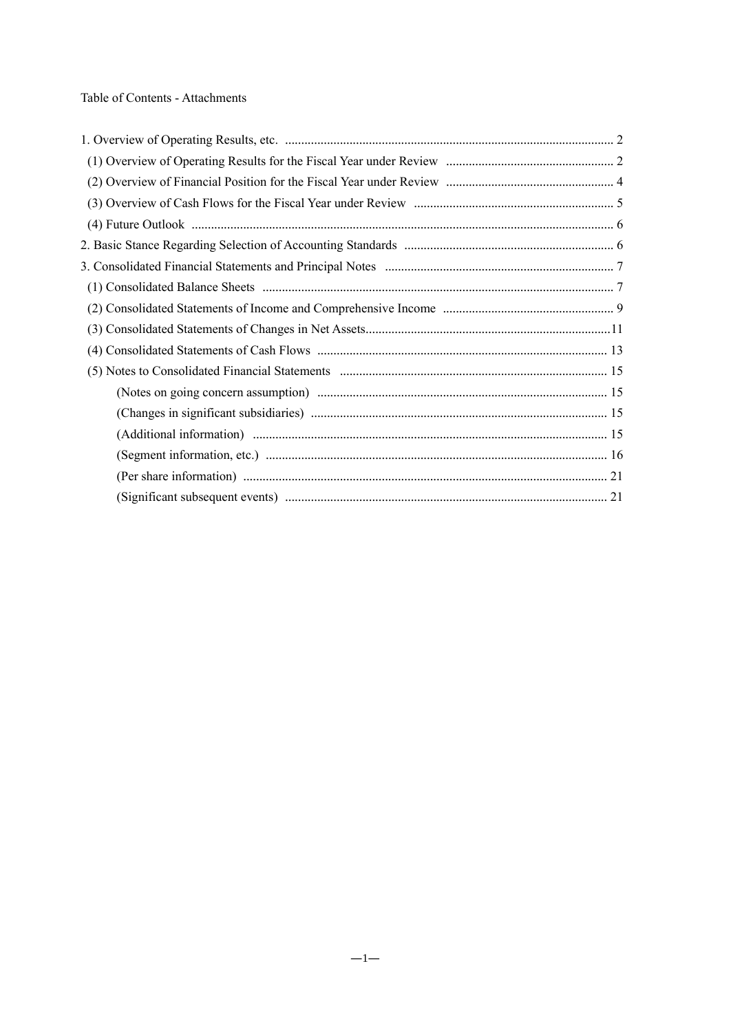Table of Contents - Attachments

| | |
|---|---|
| 1. Overview of Operating Results, etc. | 2 |
| (1) Overview of Operating Results for the Fiscal Year under Review | 2 |
| (2) Overview of Financial Position for the Fiscal Year under Review | 4 |
| (3) Overview of Cash Flows for the Fiscal Year under Review | 5 |
| (4) Future Outlook | 6 |
| 2. Basic Stance Regarding Selection of Accounting Standards | 6 |
| 3. Consolidated Financial Statements and Principal Notes | 7 |
| (1) Consolidated Balance Sheets | 7 |
| (2) Consolidated Statements of Income and Comprehensive Income | 9 |
| (3) Consolidated Statements of Changes in Net Assets | 11 |
| (4) Consolidated Statements of Cash Flows | 13 |
| (5) Notes to Consolidated Financial Statements | 15 |
| (Notes on going concern assumption) | 15 |
| (Changes in significant subsidiaries) | 15 |
| (Additional information) | 15 |
| (Segment information, etc.) | 16 |
| (Per share information) | 21 |
| (Significant subsequent events) | 21 |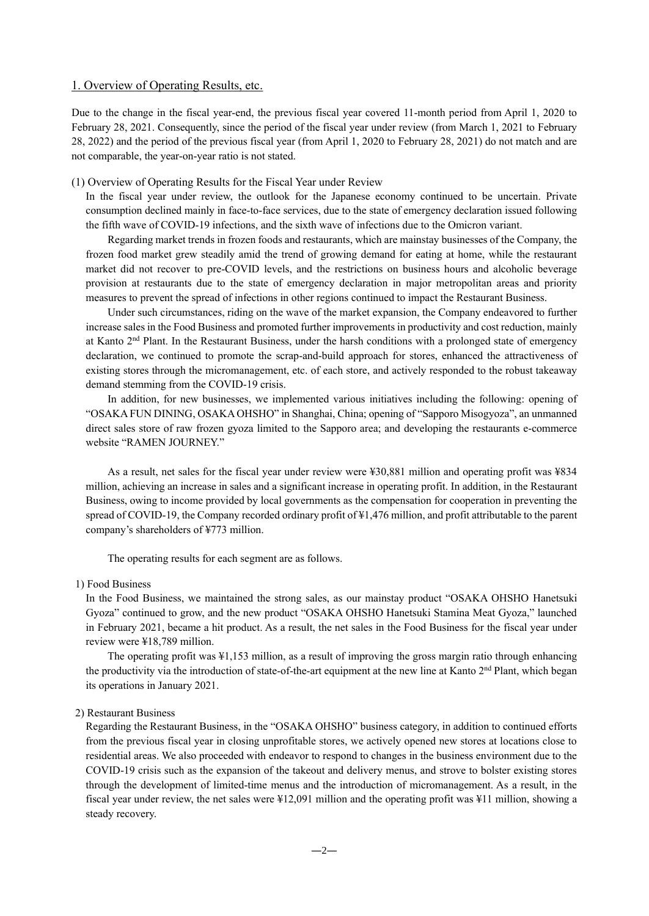## 1. Overview of Operating Results, etc.

Due to the change in the fiscal year-end, the previous fiscal year covered 11-month period from April 1, 2020 to February 28, 2021. Consequently, since the period of the fiscal year under review (from March 1, 2021 to February 28, 2022) and the period of the previous fiscal year (from April 1, 2020 to February 28, 2021) do not match and are not comparable, the year-on-year ratio is not stated.

### (1) Overview of Operating Results for the Fiscal Year under Review

In the fiscal year under review, the outlook for the Japanese economy continued to be uncertain. Private consumption declined mainly in face-to-face services, due to the state of emergency declaration issued following the fifth wave of COVID-19 infections, and the sixth wave of infections due to the Omicron variant.

Regarding market trends in frozen foods and restaurants, which are mainstay businesses of the Company, the frozen food market grew steadily amid the trend of growing demand for eating at home, while the restaurant market did not recover to pre-COVID levels, and the restrictions on business hours and alcoholic beverage provision at restaurants due to the state of emergency declaration in major metropolitan areas and priority measures to prevent the spread of infections in other regions continued to impact the Restaurant Business.

Under such circumstances, riding on the wave of the market expansion, the Company endeavored to further increase sales in the Food Business and promoted further improvements in productivity and cost reduction, mainly at Kanto 2nd Plant. In the Restaurant Business, under the harsh conditions with a prolonged state of emergency declaration, we continued to promote the scrap-and-build approach for stores, enhanced the attractiveness of existing stores through the micromanagement, etc. of each store, and actively responded to the robust takeaway demand stemming from the COVID-19 crisis.

In addition, for new businesses, we implemented various initiatives including the following: opening of "OSAKA FUN DINING, OSAKA OHSHO" in Shanghai, China; opening of "Sapporo Misogyoza", an unmanned direct sales store of raw frozen gyoza limited to the Sapporo area; and developing the restaurants e-commerce website "RAMEN JOURNEY."

As a result, net sales for the fiscal year under review were ¥30,881 million and operating profit was ¥834 million, achieving an increase in sales and a significant increase in operating profit. In addition, in the Restaurant Business, owing to income provided by local governments as the compensation for cooperation in preventing the spread of COVID-19, the Company recorded ordinary profit of ¥1,476 million, and profit attributable to the parent company's shareholders of ¥773 million.

The operating results for each segment are as follows.

#### 1) Food Business

In the Food Business, we maintained the strong sales, as our mainstay product "OSAKA OHSHO Hanetsuki Gyoza" continued to grow, and the new product "OSAKA OHSHO Hanetsuki Stamina Meat Gyoza," launched in February 2021, became a hit product. As a result, the net sales in the Food Business for the fiscal year under review were ¥18,789 million.

The operating profit was ¥1,153 million, as a result of improving the gross margin ratio through enhancing the productivity via the introduction of state-of-the-art equipment at the new line at Kanto 2nd Plant, which began its operations in January 2021.

#### 2) Restaurant Business

Regarding the Restaurant Business, in the "OSAKA OHSHO" business category, in addition to continued efforts from the previous fiscal year in closing unprofitable stores, we actively opened new stores at locations close to residential areas. We also proceeded with endeavor to respond to changes in the business environment due to the COVID-19 crisis such as the expansion of the takeout and delivery menus, and strove to bolster existing stores through the development of limited-time menus and the introduction of micromanagement. As a result, in the fiscal year under review, the net sales were ¥12,091 million and the operating profit was ¥11 million, showing a steady recovery.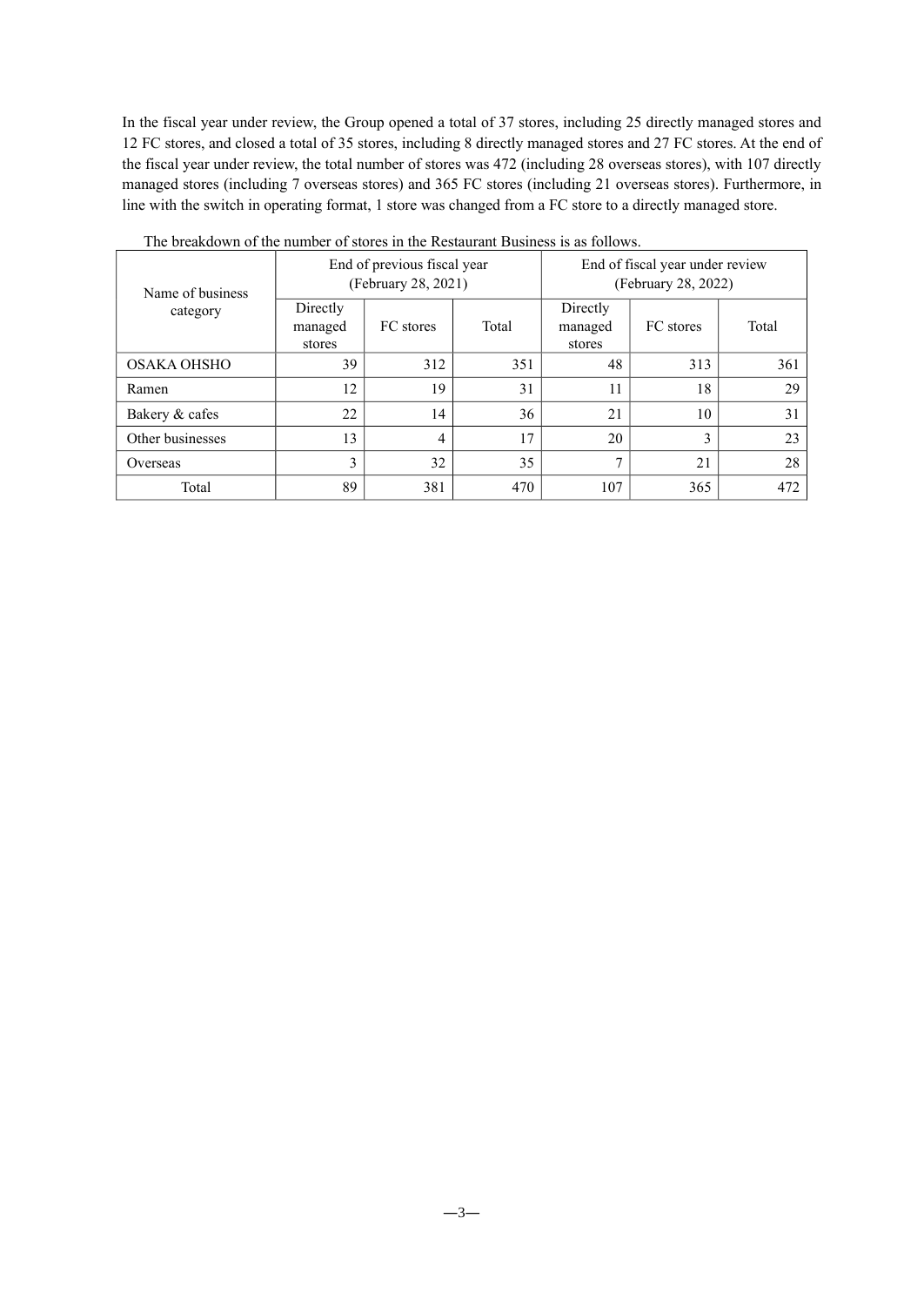In the fiscal year under review, the Group opened a total of 37 stores, including 25 directly managed stores and 12 FC stores, and closed a total of 35 stores, including 8 directly managed stores and 27 FC stores. At the end of the fiscal year under review, the total number of stores was 472 (including 28 overseas stores), with 107 directly managed stores (including 7 overseas stores) and 365 FC stores (including 21 overseas stores). Furthermore, in line with the switch in operating format, 1 store was changed from a FC store to a directly managed store.

The breakdown of the number of stores in the Restaurant Business is as follows.

| Name of business category | End of previous fiscal year (February 28, 2021) | | | End of fiscal year under review (February 28, 2022) | | |
|---|---|---|---|---|---|---|
| | Directly managed stores | FC stores | Total | Directly managed stores | FC stores | Total |
| OSAKA OHSHO | 39 | 312 | 351 | 48 | 313 | 361 |
| Ramen | 12 | 19 | 31 | 11 | 18 | 29 |
| Bakery & cafes | 22 | 14 | 36 | 21 | 10 | 31 |
| Other businesses | 13 | 4 | 17 | 20 | 3 | 23 |
| Overseas | 3 | 32 | 35 | 7 | 21 | 28 |
| Total | 89 | 381 | 470 | 107 | 365 | 472 |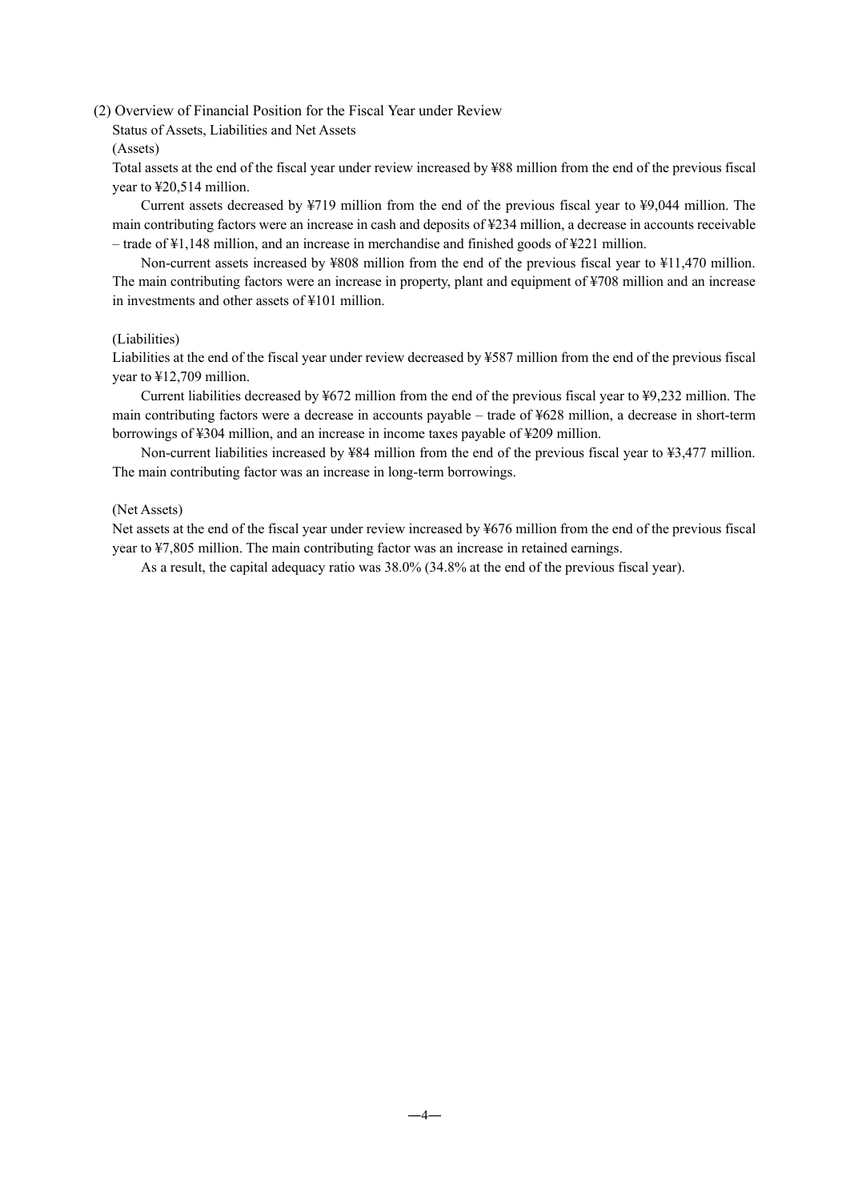## (2) Overview of Financial Position for the Fiscal Year under Review

### Status of Assets, Liabilities and Net Assets

(Assets)

Total assets at the end of the fiscal year under review increased by ¥88 million from the end of the previous fiscal year to ¥20,514 million.

Current assets decreased by ¥719 million from the end of the previous fiscal year to ¥9,044 million. The main contributing factors were an increase in cash and deposits of ¥234 million, a decrease in accounts receivable – trade of ¥1,148 million, and an increase in merchandise and finished goods of ¥221 million.

Non-current assets increased by ¥808 million from the end of the previous fiscal year to ¥11,470 million. The main contributing factors were an increase in property, plant and equipment of ¥708 million and an increase in investments and other assets of ¥101 million.

(Liabilities)

Liabilities at the end of the fiscal year under review decreased by ¥587 million from the end of the previous fiscal year to ¥12,709 million.

Current liabilities decreased by ¥672 million from the end of the previous fiscal year to ¥9,232 million. The main contributing factors were a decrease in accounts payable – trade of ¥628 million, a decrease in short-term borrowings of ¥304 million, and an increase in income taxes payable of ¥209 million.

Non-current liabilities increased by ¥84 million from the end of the previous fiscal year to ¥3,477 million. The main contributing factor was an increase in long-term borrowings.

(Net Assets)

Net assets at the end of the fiscal year under review increased by ¥676 million from the end of the previous fiscal year to ¥7,805 million. The main contributing factor was an increase in retained earnings.

As a result, the capital adequacy ratio was 38.0% (34.8% at the end of the previous fiscal year).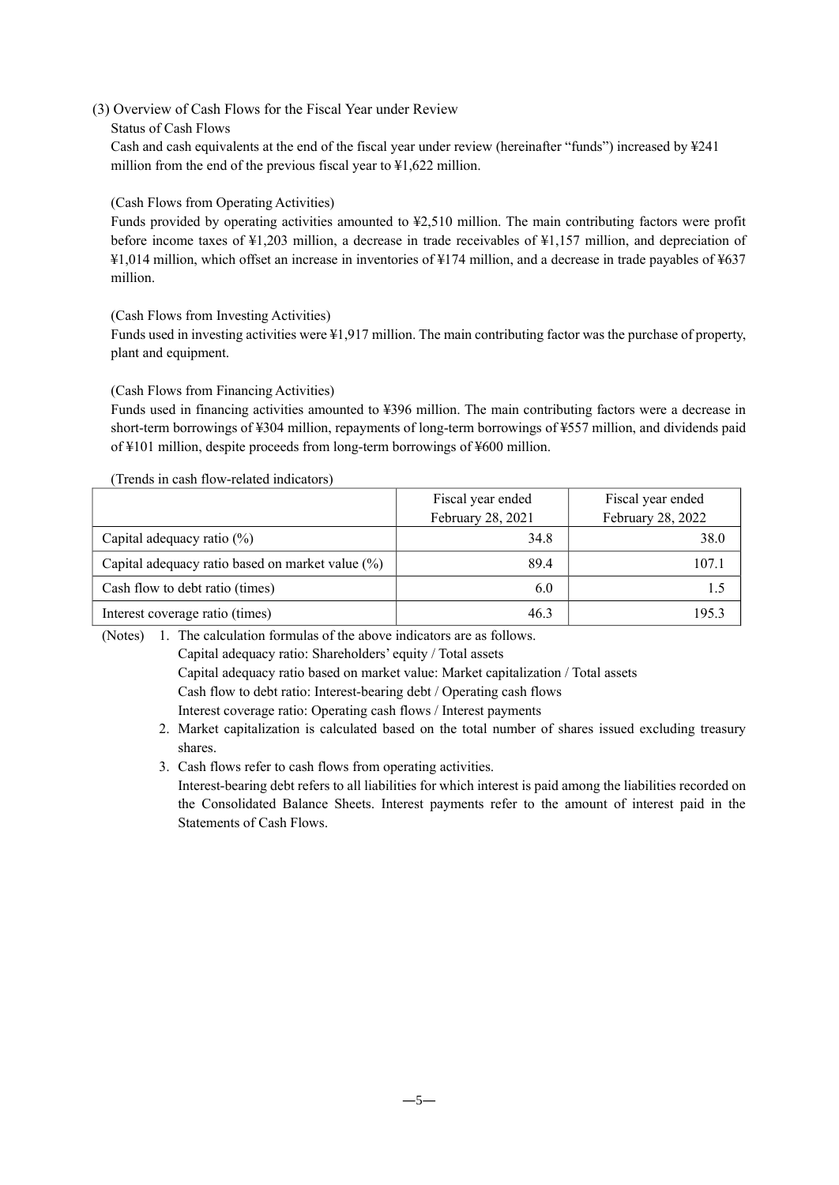### (3) Overview of Cash Flows for the Fiscal Year under Review

Status of Cash Flows

Cash and cash equivalents at the end of the fiscal year under review (hereinafter "funds") increased by ¥241 million from the end of the previous fiscal year to ¥1,622 million.

(Cash Flows from Operating Activities)

Funds provided by operating activities amounted to ¥2,510 million. The main contributing factors were profit before income taxes of ¥1,203 million, a decrease in trade receivables of ¥1,157 million, and depreciation of ¥1,014 million, which offset an increase in inventories of ¥174 million, and a decrease in trade payables of ¥637 million.

(Cash Flows from Investing Activities)

Funds used in investing activities were ¥1,917 million. The main contributing factor was the purchase of property, plant and equipment.

(Cash Flows from Financing Activities)

Funds used in financing activities amounted to ¥396 million. The main contributing factors were a decrease in short-term borrowings of ¥304 million, repayments of long-term borrowings of ¥557 million, and dividends paid of ¥101 million, despite proceeds from long-term borrowings of ¥600 million.

(Trends in cash flow-related indicators)

| | Fiscal year ended February 28, 2021 | Fiscal year ended February 28, 2022 |
|---|---|---|
| Capital adequacy ratio (%) | 34.8 | 38.0 |
| Capital adequacy ratio based on market value (%) | 89.4 | 107.1 |
| Cash flow to debt ratio (times) | 6.0 | 1.5 |
| Interest coverage ratio (times) | 46.3 | 195.3 |

(Notes)
1. The calculation formulas of the above indicators are as follows.
   Capital adequacy ratio: Shareholders' equity / Total assets
   Capital adequacy ratio based on market value: Market capitalization / Total assets
   Cash flow to debt ratio: Interest-bearing debt / Operating cash flows
   Interest coverage ratio: Operating cash flows / Interest payments
2. Market capitalization is calculated based on the total number of shares issued excluding treasury shares.
3. Cash flows refer to cash flows from operating activities.
   Interest-bearing debt refers to all liabilities for which interest is paid among the liabilities recorded on the Consolidated Balance Sheets. Interest payments refer to the amount of interest paid in the Statements of Cash Flows.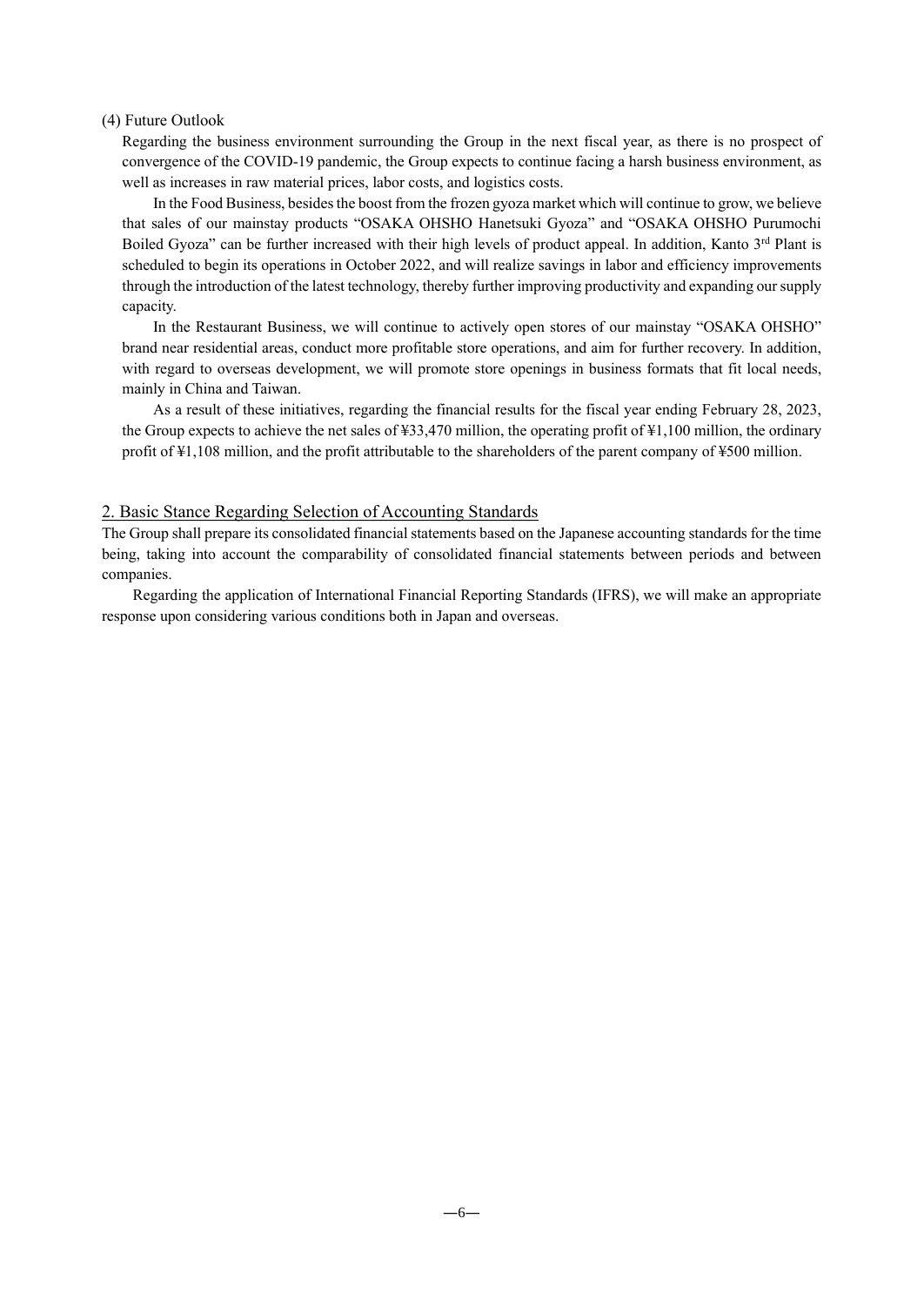### (4) Future Outlook

Regarding the business environment surrounding the Group in the next fiscal year, as there is no prospect of convergence of the COVID-19 pandemic, the Group expects to continue facing a harsh business environment, as well as increases in raw material prices, labor costs, and logistics costs.

In the Food Business, besides the boost from the frozen gyoza market which will continue to grow, we believe that sales of our mainstay products "OSAKA OHSHO Hanetsuki Gyoza" and "OSAKA OHSHO Purumochi Boiled Gyoza" can be further increased with their high levels of product appeal. In addition, Kanto 3rd Plant is scheduled to begin its operations in October 2022, and will realize savings in labor and efficiency improvements through the introduction of the latest technology, thereby further improving productivity and expanding our supply capacity.

In the Restaurant Business, we will continue to actively open stores of our mainstay "OSAKA OHSHO" brand near residential areas, conduct more profitable store operations, and aim for further recovery. In addition, with regard to overseas development, we will promote store openings in business formats that fit local needs, mainly in China and Taiwan.

As a result of these initiatives, regarding the financial results for the fiscal year ending February 28, 2023, the Group expects to achieve the net sales of ¥33,470 million, the operating profit of ¥1,100 million, the ordinary profit of ¥1,108 million, and the profit attributable to the shareholders of the parent company of ¥500 million.

## 2. Basic Stance Regarding Selection of Accounting Standards

The Group shall prepare its consolidated financial statements based on the Japanese accounting standards for the time being, taking into account the comparability of consolidated financial statements between periods and between companies.

Regarding the application of International Financial Reporting Standards (IFRS), we will make an appropriate response upon considering various conditions both in Japan and overseas.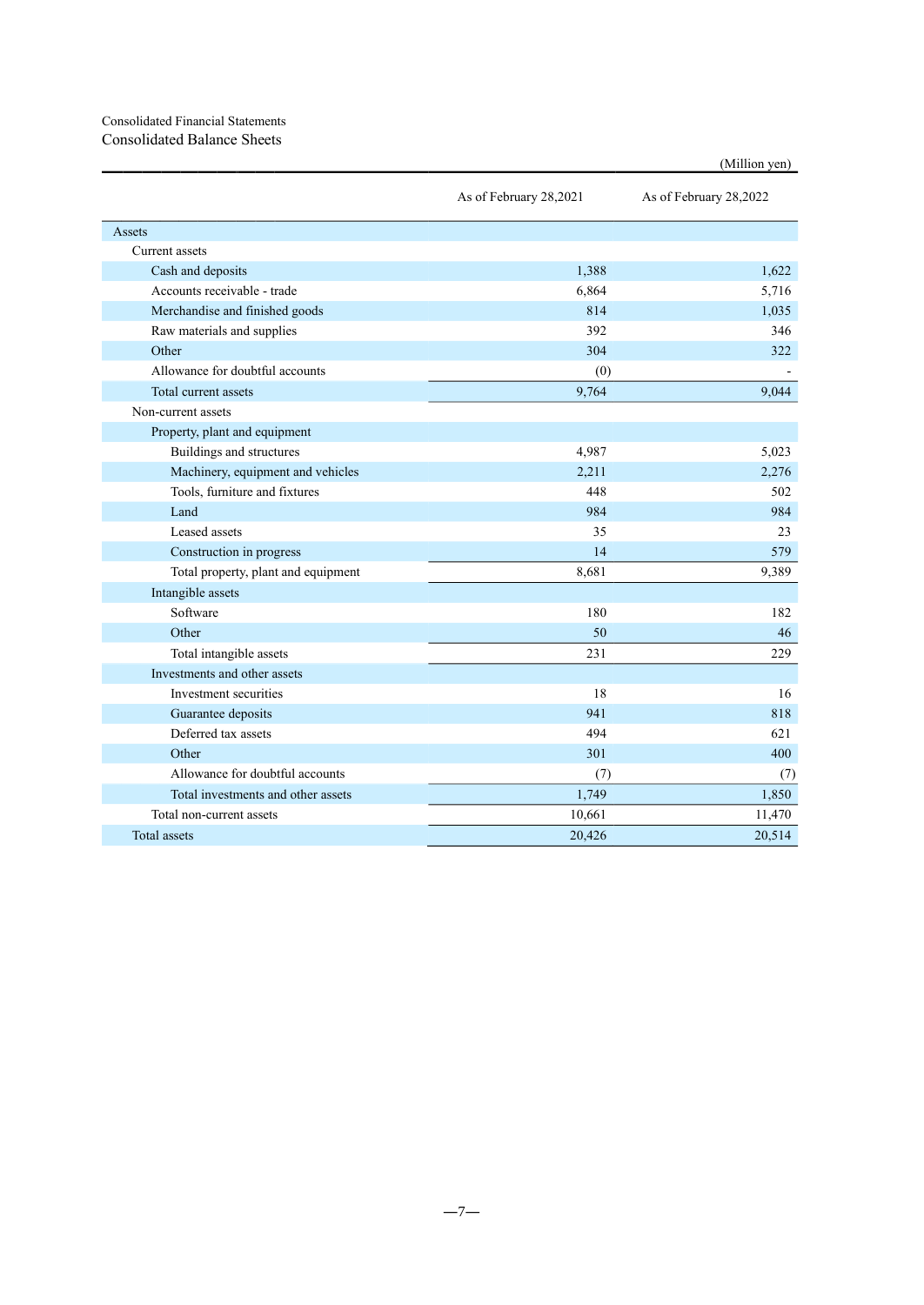Consolidated Financial Statements

## Consolidated Balance Sheets

(Million yen)

| | As of February 28,2021 | As of February 28,2022 |
|---|---|---|
| Assets | | |
| Current assets | | |
| Cash and deposits | 1,388 | 1,622 |
| Accounts receivable - trade | 6,864 | 5,716 |
| Merchandise and finished goods | 814 | 1,035 |
| Raw materials and supplies | 392 | 346 |
| Other | 304 | 322 |
| Allowance for doubtful accounts | (0) | - |
| Total current assets | 9,764 | 9,044 |
| Non-current assets | | |
| Property, plant and equipment | | |
| Buildings and structures | 4,987 | 5,023 |
| Machinery, equipment and vehicles | 2,211 | 2,276 |
| Tools, furniture and fixtures | 448 | 502 |
| Land | 984 | 984 |
| Leased assets | 35 | 23 |
| Construction in progress | 14 | 579 |
| Total property, plant and equipment | 8,681 | 9,389 |
| Intangible assets | | |
| Software | 180 | 182 |
| Other | 50 | 46 |
| Total intangible assets | 231 | 229 |
| Investments and other assets | | |
| Investment securities | 18 | 16 |
| Guarantee deposits | 941 | 818 |
| Deferred tax assets | 494 | 621 |
| Other | 301 | 400 |
| Allowance for doubtful accounts | (7) | (7) |
| Total investments and other assets | 1,749 | 1,850 |
| Total non-current assets | 10,661 | 11,470 |
| Total assets | 20,426 | 20,514 |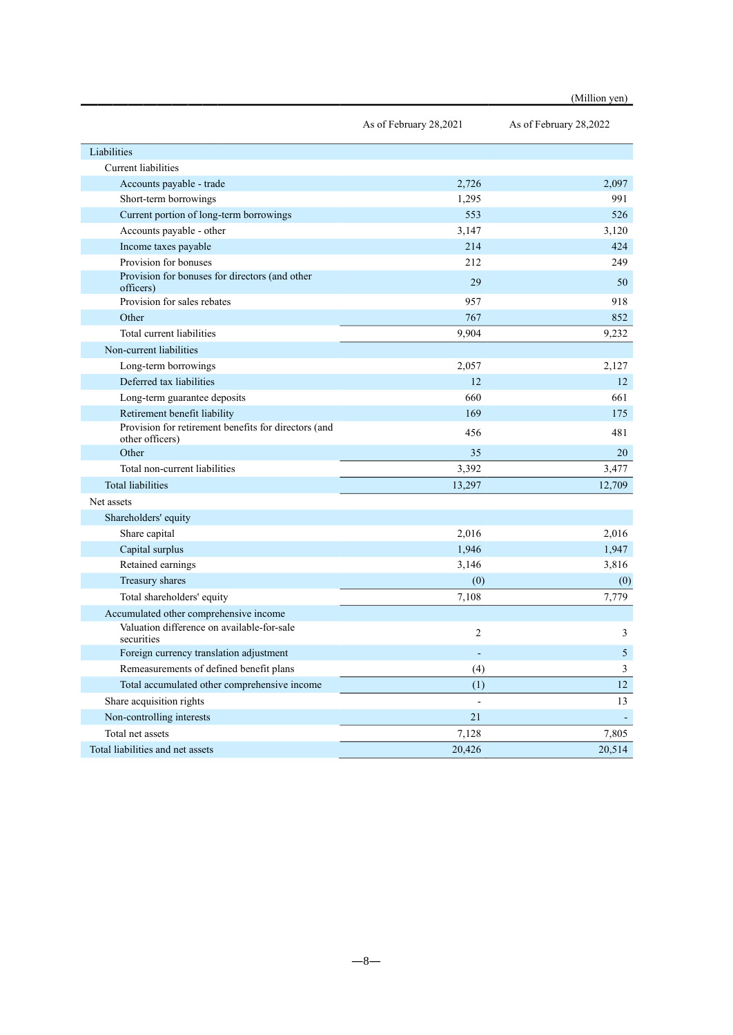(Million yen)

| | As of February 28,2021 | As of February 28,2022 |
|---|---|---|
| Liabilities | | |
| Current liabilities | | |
| Accounts payable - trade | 2,726 | 2,097 |
| Short-term borrowings | 1,295 | 991 |
| Current portion of long-term borrowings | 553 | 526 |
| Accounts payable - other | 3,147 | 3,120 |
| Income taxes payable | 214 | 424 |
| Provision for bonuses | 212 | 249 |
| Provision for bonuses for directors (and other officers) | 29 | 50 |
| Provision for sales rebates | 957 | 918 |
| Other | 767 | 852 |
| Total current liabilities | 9,904 | 9,232 |
| Non-current liabilities | | |
| Long-term borrowings | 2,057 | 2,127 |
| Deferred tax liabilities | 12 | 12 |
| Long-term guarantee deposits | 660 | 661 |
| Retirement benefit liability | 169 | 175 |
| Provision for retirement benefits for directors (and other officers) | 456 | 481 |
| Other | 35 | 20 |
| Total non-current liabilities | 3,392 | 3,477 |
| Total liabilities | 13,297 | 12,709 |
| Net assets | | |
| Shareholders' equity | | |
| Share capital | 2,016 | 2,016 |
| Capital surplus | 1,946 | 1,947 |
| Retained earnings | 3,146 | 3,816 |
| Treasury shares | (0) | (0) |
| Total shareholders' equity | 7,108 | 7,779 |
| Accumulated other comprehensive income | | |
| Valuation difference on available-for-sale securities | 2 | 3 |
| Foreign currency translation adjustment | - | 5 |
| Remeasurements of defined benefit plans | (4) | 3 |
| Total accumulated other comprehensive income | (1) | 12 |
| Share acquisition rights | - | 13 |
| Non-controlling interests | 21 | - |
| Total net assets | 7,128 | 7,805 |
| Total liabilities and net assets | 20,426 | 20,514 |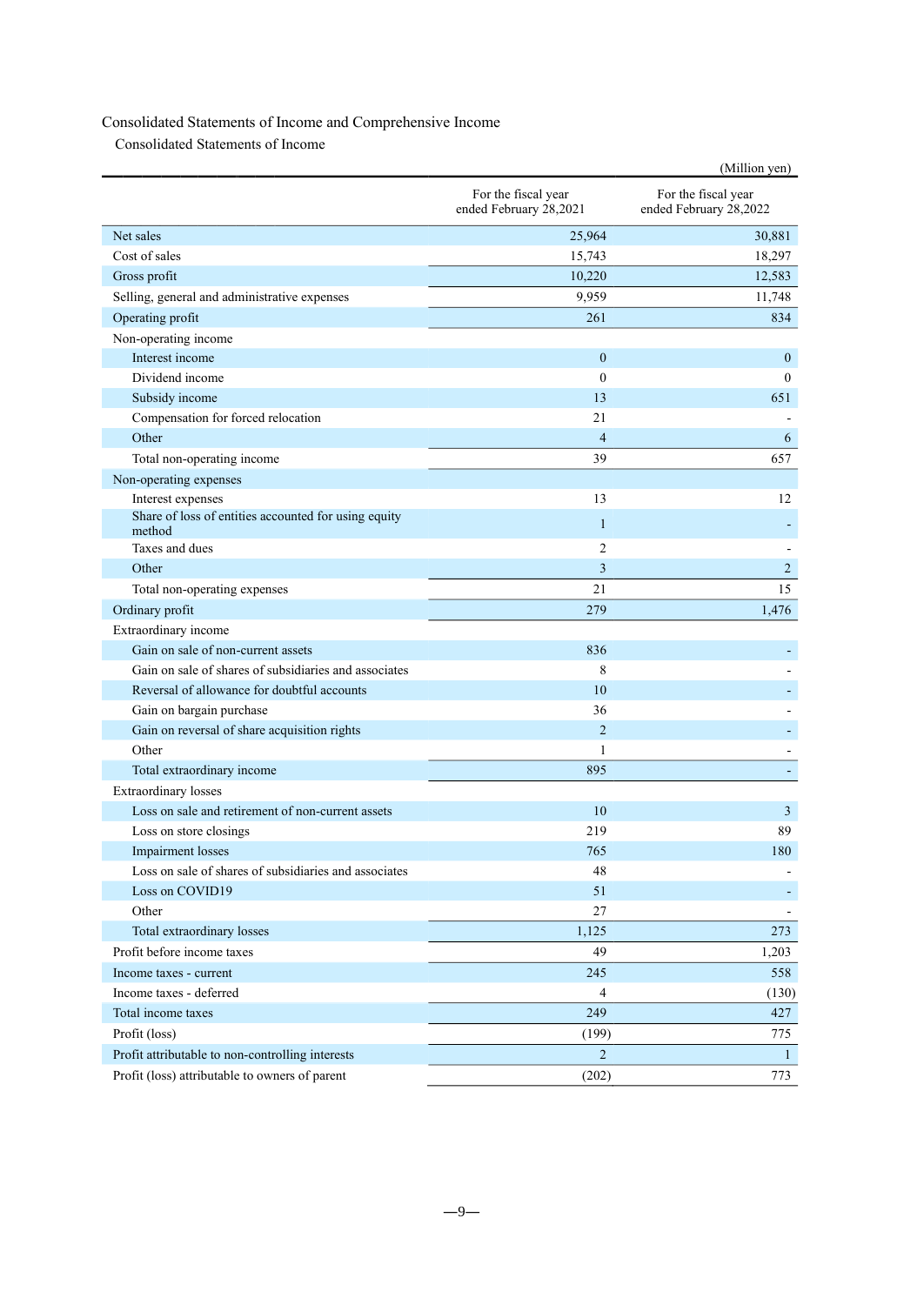## Consolidated Statements of Income and Comprehensive Income

### Consolidated Statements of Income

(Million yen)

| | For the fiscal year ended February 28,2021 | For the fiscal year ended February 28,2022 |
|---|---|---|
| Net sales | 25,964 | 30,881 |
| Cost of sales | 15,743 | 18,297 |
| Gross profit | 10,220 | 12,583 |
| Selling, general and administrative expenses | 9,959 | 11,748 |
| Operating profit | 261 | 834 |
| Non-operating income | | |
| Interest income | 0 | 0 |
| Dividend income | 0 | 0 |
| Subsidy income | 13 | 651 |
| Compensation for forced relocation | 21 | - |
| Other | 4 | 6 |
| Total non-operating income | 39 | 657 |
| Non-operating expenses | | |
| Interest expenses | 13 | 12 |
| Share of loss of entities accounted for using equity method | 1 | - |
| Taxes and dues | 2 | - |
| Other | 3 | 2 |
| Total non-operating expenses | 21 | 15 |
| Ordinary profit | 279 | 1,476 |
| Extraordinary income | | |
| Gain on sale of non-current assets | 836 | - |
| Gain on sale of shares of subsidiaries and associates | 8 | - |
| Reversal of allowance for doubtful accounts | 10 | - |
| Gain on bargain purchase | 36 | - |
| Gain on reversal of share acquisition rights | 2 | - |
| Other | 1 | - |
| Total extraordinary income | 895 | - |
| Extraordinary losses | | |
| Loss on sale and retirement of non-current assets | 10 | 3 |
| Loss on store closings | 219 | 89 |
| Impairment losses | 765 | 180 |
| Loss on sale of shares of subsidiaries and associates | 48 | - |
| Loss on COVID19 | 51 | - |
| Other | 27 | - |
| Total extraordinary losses | 1,125 | 273 |
| Profit before income taxes | 49 | 1,203 |
| Income taxes - current | 245 | 558 |
| Income taxes - deferred | 4 | (130) |
| Total income taxes | 249 | 427 |
| Profit (loss) | (199) | 775 |
| Profit attributable to non-controlling interests | 2 | 1 |
| Profit (loss) attributable to owners of parent | (202) | 773 |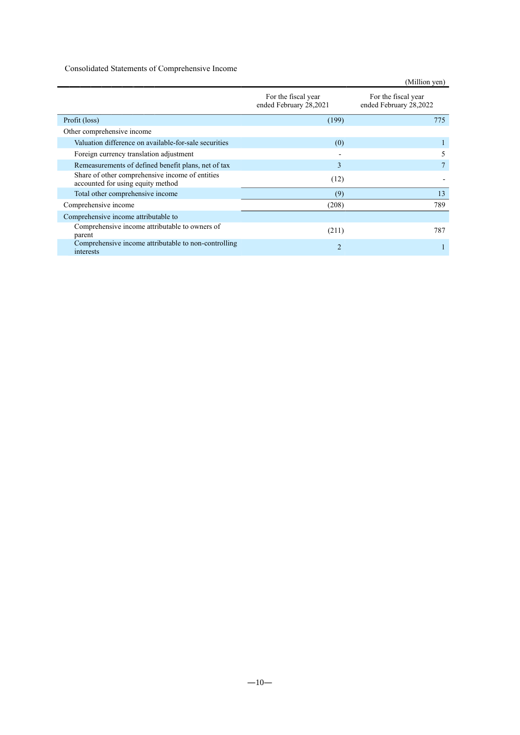Consolidated Statements of Comprehensive Income

(Million yen)

| | For the fiscal year ended February 28,2021 | For the fiscal year ended February 28,2022 |
|---|---|---|
| Profit (loss) | (199) | 775 |
| Other comprehensive income | | |
| Valuation difference on available-for-sale securities | (0) | 1 |
| Foreign currency translation adjustment | - | 5 |
| Remeasurements of defined benefit plans, net of tax | 3 | 7 |
| Share of other comprehensive income of entities accounted for using equity method | (12) | - |
| Total other comprehensive income | (9) | 13 |
| Comprehensive income | (208) | 789 |
| Comprehensive income attributable to | | |
| Comprehensive income attributable to owners of parent | (211) | 787 |
| Comprehensive income attributable to non-controlling interests | 2 | 1 |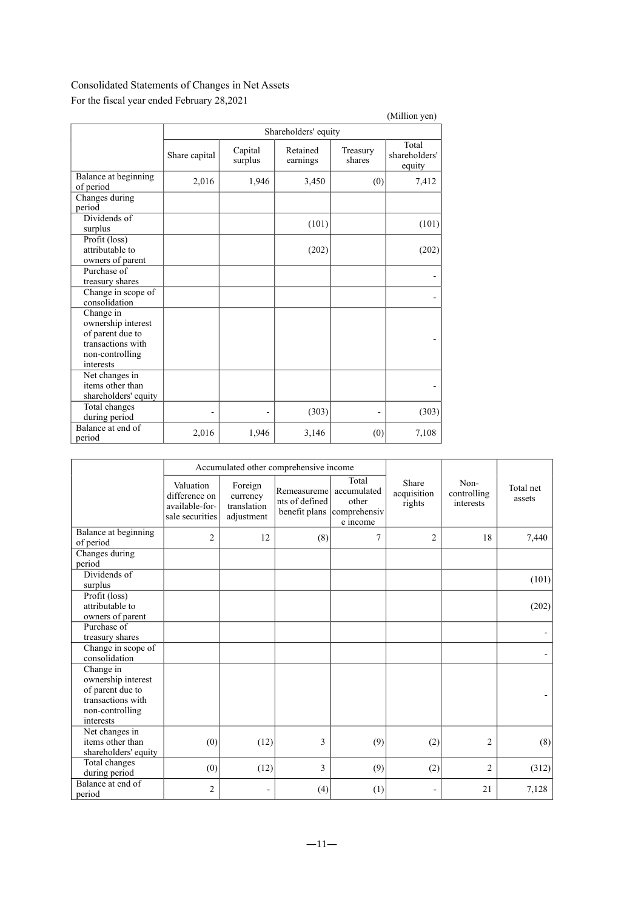Consolidated Statements of Changes in Net Assets

For the fiscal year ended February 28,2021

(Million yen)

| | Shareholders' equity | | | | |
|---|---|---|---|---|---|
| | Share capital | Capital surplus | Retained earnings | Treasury shares | Total shareholders' equity |
| Balance at beginning of period | 2,016 | 1,946 | 3,450 | (0) | 7,412 |
| Changes during period | | | | | |
| Dividends of surplus | | | (101) | | (101) |
| Profit (loss) attributable to owners of parent | | | (202) | | (202) |
| Purchase of treasury shares | | | | | - |
| Change in scope of consolidation | | | | | - |
| Change in ownership interest of parent due to transactions with non-controlling interests | | | | | - |
| Net changes in items other than shareholders' equity | | | | | - |
| Total changes during period | - | - | (303) | - | (303) |
| Balance at end of period | 2,016 | 1,946 | 3,146 | (0) | 7,108 |

| | Accumulated other comprehensive income | | | | Share acquisition rights | Non-controlling interests | Total net assets |
|---|---|---|---|---|---|---|---|
| | Valuation difference on available-for-sale securities | Foreign currency translation adjustment | Remeasurements of defined benefit plans | Total accumulated other comprehensive income | | | |
| Balance at beginning of period | 2 | 12 | (8) | 7 | 2 | 18 | 7,440 |
| Changes during period | | | | | | | |
| Dividends of surplus | | | | | | | (101) |
| Profit (loss) attributable to owners of parent | | | | | | | (202) |
| Purchase of treasury shares | | | | | | | - |
| Change in scope of consolidation | | | | | | | - |
| Change in ownership interest of parent due to transactions with non-controlling interests | | | | | | | - |
| Net changes in items other than shareholders' equity | (0) | (12) | 3 | (9) | (2) | 2 | (8) |
| Total changes during period | (0) | (12) | 3 | (9) | (2) | 2 | (312) |
| Balance at end of period | 2 | - | (4) | (1) | - | 21 | 7,128 |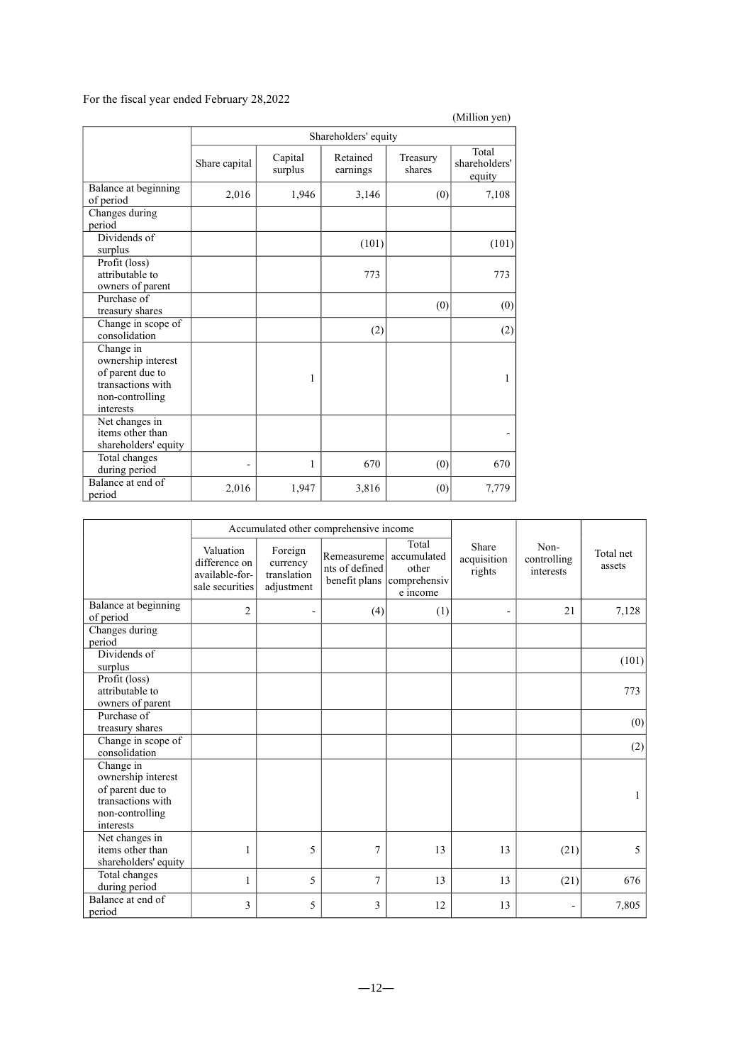For the fiscal year ended February 28,2022

(Million yen)

| | Shareholders' equity | | | | |
|---|---|---|---|---|---|
| | Share capital | Capital surplus | Retained earnings | Treasury shares | Total shareholders' equity |
| Balance at beginning of period | 2,016 | 1,946 | 3,146 | (0) | 7,108 |
| Changes during period | | | | | |
| Dividends of surplus | | | (101) | | (101) |
| Profit (loss) attributable to owners of parent | | | 773 | | 773 |
| Purchase of treasury shares | | | | (0) | (0) |
| Change in scope of consolidation | | | (2) | | (2) |
| Change in ownership interest of parent due to transactions with non-controlling interests | | 1 | | | 1 |
| Net changes in items other than shareholders' equity | | | | | - |
| Total changes during period | - | 1 | 670 | (0) | 670 |
| Balance at end of period | 2,016 | 1,947 | 3,816 | (0) | 7,779 |

| | Accumulated other comprehensive income | | | | Share acquisition rights | Non-controlling interests | Total net assets |
|---|---|---|---|---|---|---|---|
| | Valuation difference on available-for-sale securities | Foreign currency translation adjustment | Remeasurements of defined benefit plans | Total accumulated other comprehensive income | | | |
| Balance at beginning of period | 2 | - | (4) | (1) | - | 21 | 7,128 |
| Changes during period | | | | | | | |
| Dividends of surplus | | | | | | | (101) |
| Profit (loss) attributable to owners of parent | | | | | | | 773 |
| Purchase of treasury shares | | | | | | | (0) |
| Change in scope of consolidation | | | | | | | (2) |
| Change in ownership interest of parent due to transactions with non-controlling interests | | | | | | | 1 |
| Net changes in items other than shareholders' equity | 1 | 5 | 7 | 13 | 13 | (21) | 5 |
| Total changes during period | 1 | 5 | 7 | 13 | 13 | (21) | 676 |
| Balance at end of period | 3 | 5 | 3 | 12 | 13 | - | 7,805 |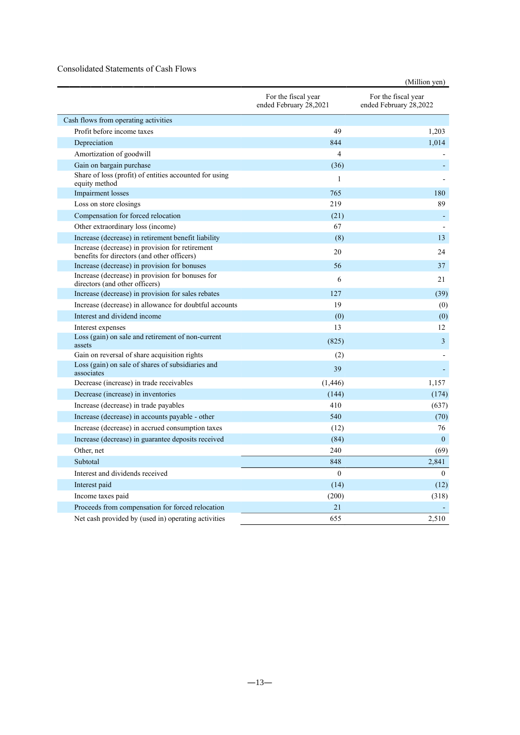Consolidated Statements of Cash Flows

(Million yen)

| | For the fiscal year ended February 28,2021 | For the fiscal year ended February 28,2022 |
|---|---|---|
| Cash flows from operating activities | | |
| Profit before income taxes | 49 | 1,203 |
| Depreciation | 844 | 1,014 |
| Amortization of goodwill | 4 | - |
| Gain on bargain purchase | (36) | - |
| Share of loss (profit) of entities accounted for using equity method | 1 | - |
| Impairment losses | 765 | 180 |
| Loss on store closings | 219 | 89 |
| Compensation for forced relocation | (21) | - |
| Other extraordinary loss (income) | 67 | - |
| Increase (decrease) in retirement benefit liability | (8) | 13 |
| Increase (decrease) in provision for retirement benefits for directors (and other officers) | 20 | 24 |
| Increase (decrease) in provision for bonuses | 56 | 37 |
| Increase (decrease) in provision for bonuses for directors (and other officers) | 6 | 21 |
| Increase (decrease) in provision for sales rebates | 127 | (39) |
| Increase (decrease) in allowance for doubtful accounts | 19 | (0) |
| Interest and dividend income | (0) | (0) |
| Interest expenses | 13 | 12 |
| Loss (gain) on sale and retirement of non-current assets | (825) | 3 |
| Gain on reversal of share acquisition rights | (2) | - |
| Loss (gain) on sale of shares of subsidiaries and associates | 39 | - |
| Decrease (increase) in trade receivables | (1,446) | 1,157 |
| Decrease (increase) in inventories | (144) | (174) |
| Increase (decrease) in trade payables | 410 | (637) |
| Increase (decrease) in accounts payable - other | 540 | (70) |
| Increase (decrease) in accrued consumption taxes | (12) | 76 |
| Increase (decrease) in guarantee deposits received | (84) | 0 |
| Other, net | 240 | (69) |
| Subtotal | 848 | 2,841 |
| Interest and dividends received | 0 | 0 |
| Interest paid | (14) | (12) |
| Income taxes paid | (200) | (318) |
| Proceeds from compensation for forced relocation | 21 | - |
| Net cash provided by (used in) operating activities | 655 | 2,510 |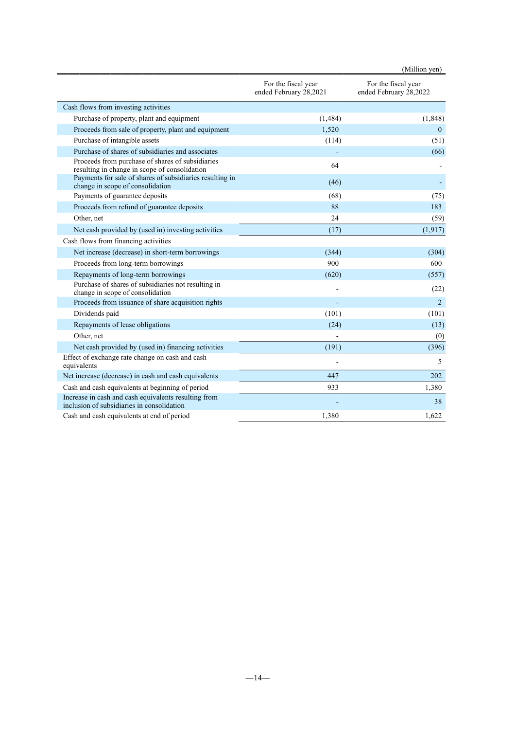(Million yen)

| | For the fiscal year ended February 28,2021 | For the fiscal year ended February 28,2022 |
|---|---|---|
| Cash flows from investing activities | | |
| Purchase of property, plant and equipment | (1,484) | (1,848) |
| Proceeds from sale of property, plant and equipment | 1,520 | 0 |
| Purchase of intangible assets | (114) | (51) |
| Purchase of shares of subsidiaries and associates | - | (66) |
| Proceeds from purchase of shares of subsidiaries resulting in change in scope of consolidation | 64 | - |
| Payments for sale of shares of subsidiaries resulting in change in scope of consolidation | (46) | - |
| Payments of guarantee deposits | (68) | (75) |
| Proceeds from refund of guarantee deposits | 88 | 183 |
| Other, net | 24 | (59) |
| Net cash provided by (used in) investing activities | (17) | (1,917) |
| Cash flows from financing activities | | |
| Net increase (decrease) in short-term borrowings | (344) | (304) |
| Proceeds from long-term borrowings | 900 | 600 |
| Repayments of long-term borrowings | (620) | (557) |
| Purchase of shares of subsidiaries not resulting in change in scope of consolidation | - | (22) |
| Proceeds from issuance of share acquisition rights | - | 2 |
| Dividends paid | (101) | (101) |
| Repayments of lease obligations | (24) | (13) |
| Other, net | - | (0) |
| Net cash provided by (used in) financing activities | (191) | (396) |
| Effect of exchange rate change on cash and cash equivalents | - | 5 |
| Net increase (decrease) in cash and cash equivalents | 447 | 202 |
| Cash and cash equivalents at beginning of period | 933 | 1,380 |
| Increase in cash and cash equivalents resulting from inclusion of subsidiaries in consolidation | - | 38 |
| Cash and cash equivalents at end of period | 1,380 | 1,622 |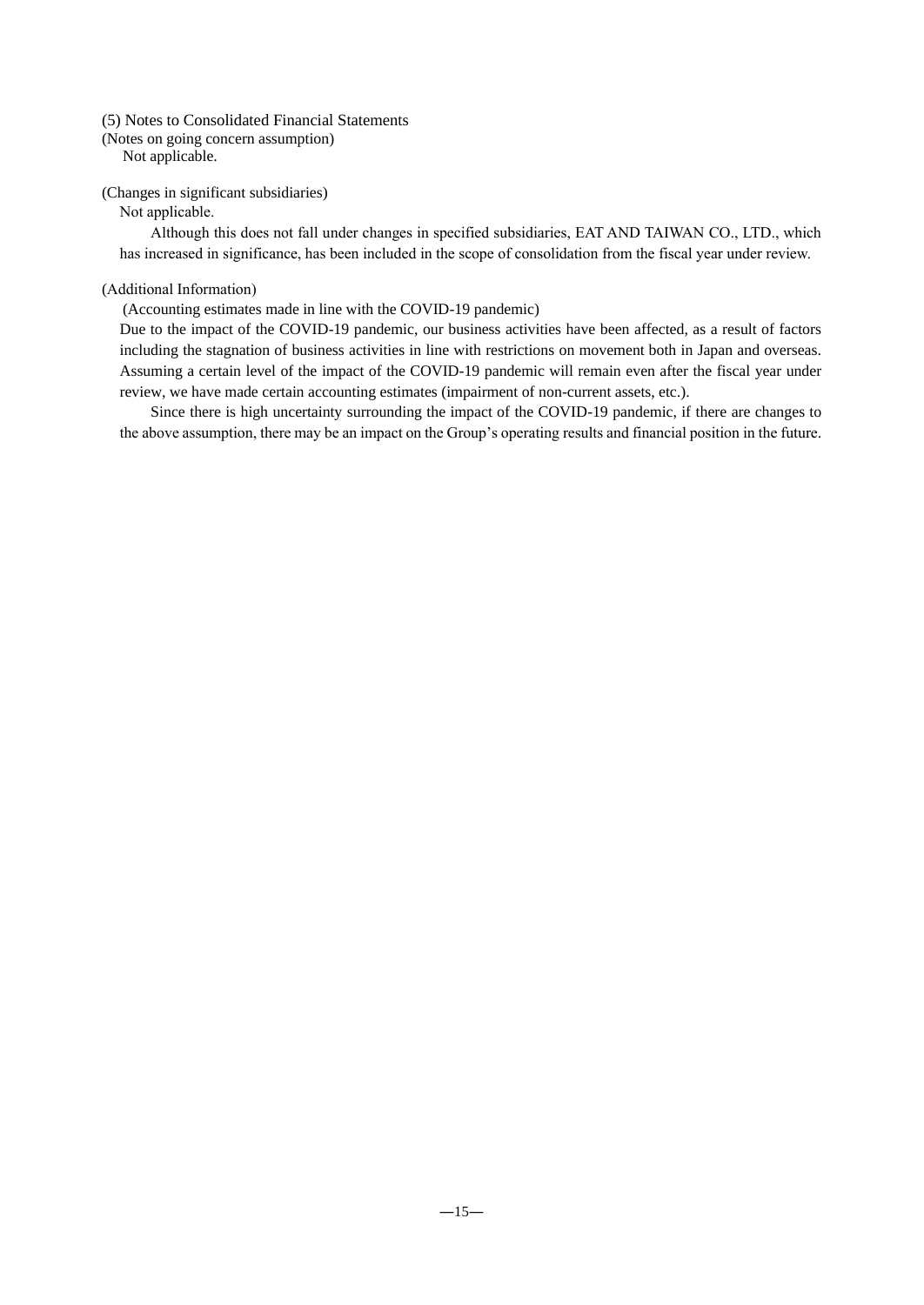## (5) Notes to Consolidated Financial Statements

(Notes on going concern assumption)

Not applicable.

(Changes in significant subsidiaries)

Not applicable.

Although this does not fall under changes in specified subsidiaries, EAT AND TAIWAN CO., LTD., which has increased in significance, has been included in the scope of consolidation from the fiscal year under review.

(Additional Information)

(Accounting estimates made in line with the COVID-19 pandemic)

Due to the impact of the COVID-19 pandemic, our business activities have been affected, as a result of factors including the stagnation of business activities in line with restrictions on movement both in Japan and overseas. Assuming a certain level of the impact of the COVID-19 pandemic will remain even after the fiscal year under review, we have made certain accounting estimates (impairment of non-current assets, etc.).

Since there is high uncertainty surrounding the impact of the COVID-19 pandemic, if there are changes to the above assumption, there may be an impact on the Group's operating results and financial position in the future.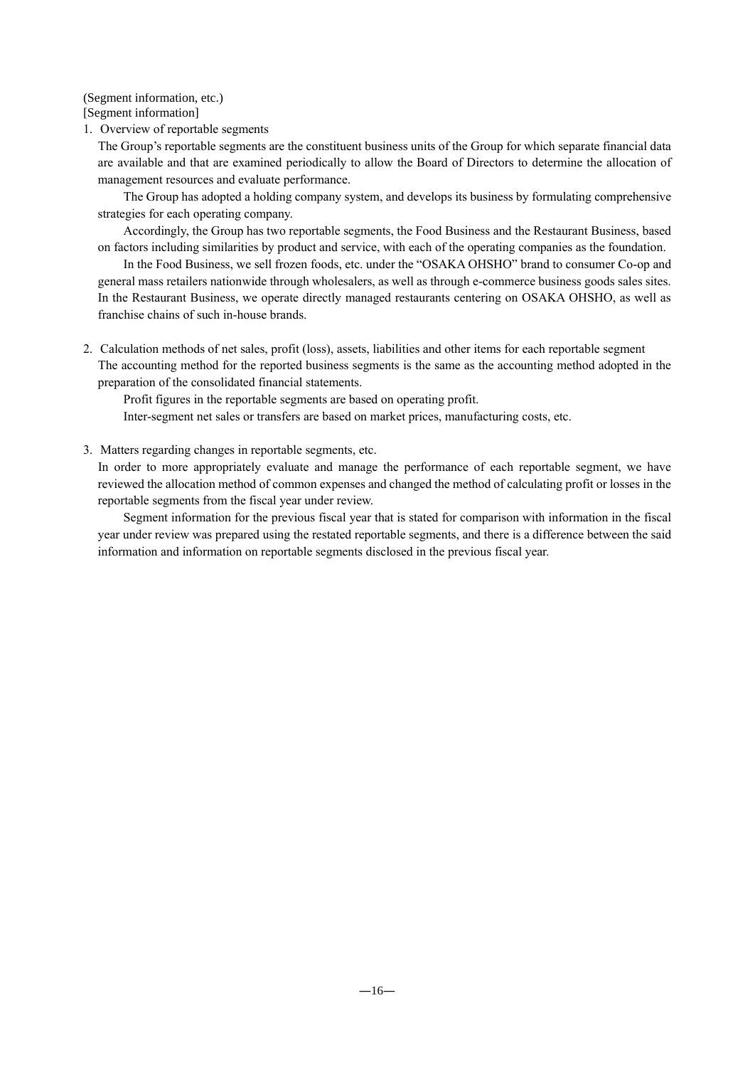(Segment information, etc.)

[Segment information]

1. Overview of reportable segments

The Group's reportable segments are the constituent business units of the Group for which separate financial data are available and that are examined periodically to allow the Board of Directors to determine the allocation of management resources and evaluate performance.

The Group has adopted a holding company system, and develops its business by formulating comprehensive strategies for each operating company.

Accordingly, the Group has two reportable segments, the Food Business and the Restaurant Business, based on factors including similarities by product and service, with each of the operating companies as the foundation.

In the Food Business, we sell frozen foods, etc. under the "OSAKA OHSHO" brand to consumer Co-op and general mass retailers nationwide through wholesalers, as well as through e-commerce business goods sales sites. In the Restaurant Business, we operate directly managed restaurants centering on OSAKA OHSHO, as well as franchise chains of such in-house brands.

2. Calculation methods of net sales, profit (loss), assets, liabilities and other items for each reportable segment

The accounting method for the reported business segments is the same as the accounting method adopted in the preparation of the consolidated financial statements.

Profit figures in the reportable segments are based on operating profit.

Inter-segment net sales or transfers are based on market prices, manufacturing costs, etc.

3. Matters regarding changes in reportable segments, etc.

In order to more appropriately evaluate and manage the performance of each reportable segment, we have reviewed the allocation method of common expenses and changed the method of calculating profit or losses in the reportable segments from the fiscal year under review.

Segment information for the previous fiscal year that is stated for comparison with information in the fiscal year under review was prepared using the restated reportable segments, and there is a difference between the said information and information on reportable segments disclosed in the previous fiscal year.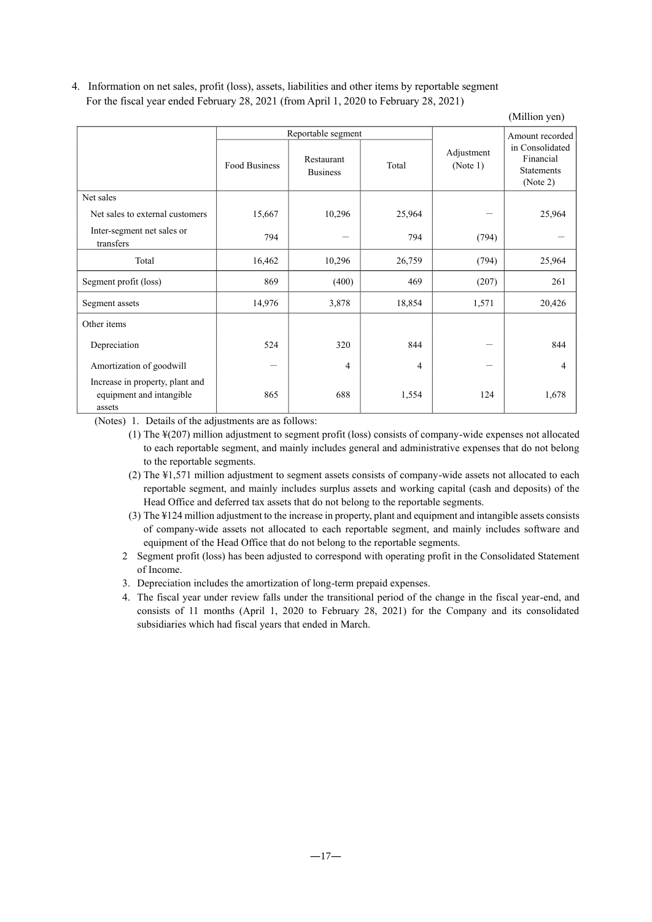4. Information on net sales, profit (loss), assets, liabilities and other items by reportable segment
For the fiscal year ended February 28, 2021 (from April 1, 2020 to February 28, 2021)

(Million yen)

| | Reportable segment | | | Adjustment (Note 1) | Amount recorded in Consolidated Financial Statements (Note 2) |
|---|---|---|---|---|---|
| | Food Business | Restaurant Business | Total | | |
| Net sales | | | | | |
| Net sales to external customers | 15,667 | 10,296 | 25,964 | － | 25,964 |
| Inter-segment net sales or transfers | 794 | － | 794 | (794) | － |
| Total | 16,462 | 10,296 | 26,759 | (794) | 25,964 |
| Segment profit (loss) | 869 | (400) | 469 | (207) | 261 |
| Segment assets | 14,976 | 3,878 | 18,854 | 1,571 | 20,426 |
| Other items | | | | | |
| Depreciation | 524 | 320 | 844 | － | 844 |
| Amortization of goodwill | － | 4 | 4 | － | 4 |
| Increase in property, plant and equipment and intangible assets | 865 | 688 | 1,554 | 124 | 1,678 |

(Notes) 1. Details of the adjustments are as follows:

(1) The ¥(207) million adjustment to segment profit (loss) consists of company-wide expenses not allocated to each reportable segment, and mainly includes general and administrative expenses that do not belong to the reportable segments.

(2) The ¥1,571 million adjustment to segment assets consists of company-wide assets not allocated to each reportable segment, and mainly includes surplus assets and working capital (cash and deposits) of the Head Office and deferred tax assets that do not belong to the reportable segments.

(3) The ¥124 million adjustment to the increase in property, plant and equipment and intangible assets consists of company-wide assets not allocated to each reportable segment, and mainly includes software and equipment of the Head Office that do not belong to the reportable segments.

2 Segment profit (loss) has been adjusted to correspond with operating profit in the Consolidated Statement of Income.

3. Depreciation includes the amortization of long-term prepaid expenses.

4. The fiscal year under review falls under the transitional period of the change in the fiscal year-end, and consists of 11 months (April 1, 2020 to February 28, 2021) for the Company and its consolidated subsidiaries which had fiscal years that ended in March.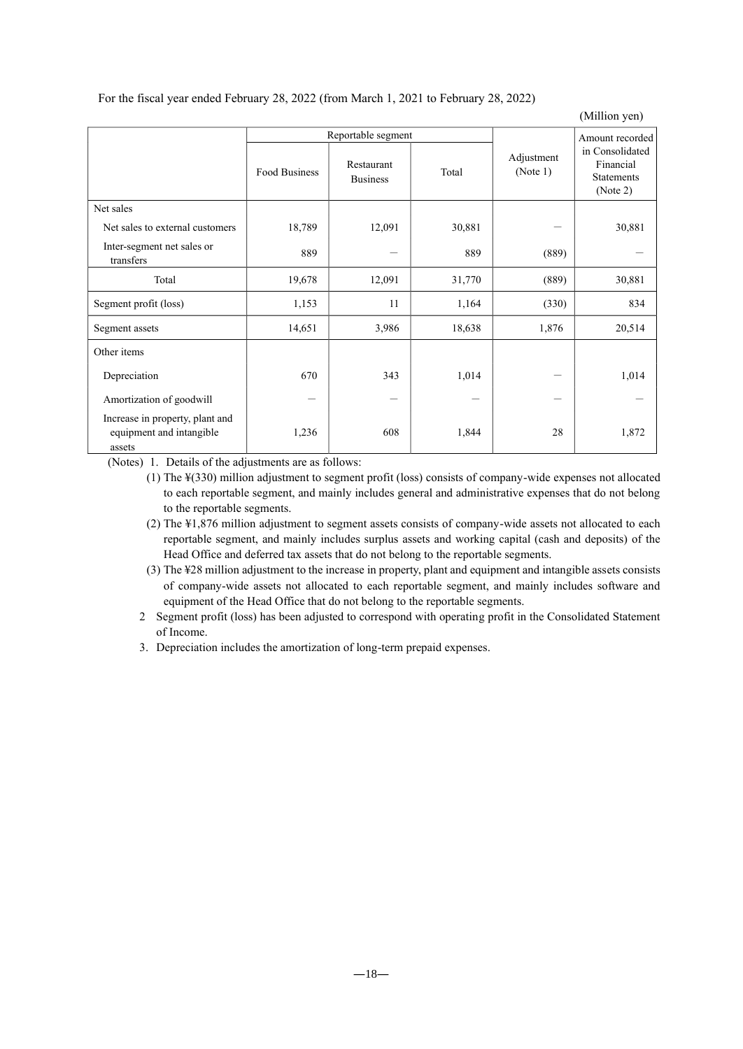For the fiscal year ended February 28, 2022 (from March 1, 2021 to February 28, 2022)

(Million yen)

| | Reportable segment | | | Adjustment (Note 1) | Amount recorded in Consolidated Financial Statements (Note 2) |
|---|---|---|---|---|---|
| | Food Business | Restaurant Business | Total | | |
| Net sales | | | | | |
| Net sales to external customers | 18,789 | 12,091 | 30,881 | — | 30,881 |
| Inter-segment net sales or transfers | 889 | — | 889 | (889) | — |
| Total | 19,678 | 12,091 | 31,770 | (889) | 30,881 |
| Segment profit (loss) | 1,153 | 11 | 1,164 | (330) | 834 |
| Segment assets | 14,651 | 3,986 | 18,638 | 1,876 | 20,514 |
| Other items | | | | | |
| Depreciation | 670 | 343 | 1,014 | — | 1,014 |
| Amortization of goodwill | — | — | — | — | — |
| Increase in property, plant and equipment and intangible assets | 1,236 | 608 | 1,844 | 28 | 1,872 |

(Notes) 1. Details of the adjustments are as follows:

(1) The ¥(330) million adjustment to segment profit (loss) consists of company-wide expenses not allocated to each reportable segment, and mainly includes general and administrative expenses that do not belong to the reportable segments.

(2) The ¥1,876 million adjustment to segment assets consists of company-wide assets not allocated to each reportable segment, and mainly includes surplus assets and working capital (cash and deposits) of the Head Office and deferred tax assets that do not belong to the reportable segments.

(3) The ¥28 million adjustment to the increase in property, plant and equipment and intangible assets consists of company-wide assets not allocated to each reportable segment, and mainly includes software and equipment of the Head Office that do not belong to the reportable segments.

2 Segment profit (loss) has been adjusted to correspond with operating profit in the Consolidated Statement of Income.

3. Depreciation includes the amortization of long-term prepaid expenses.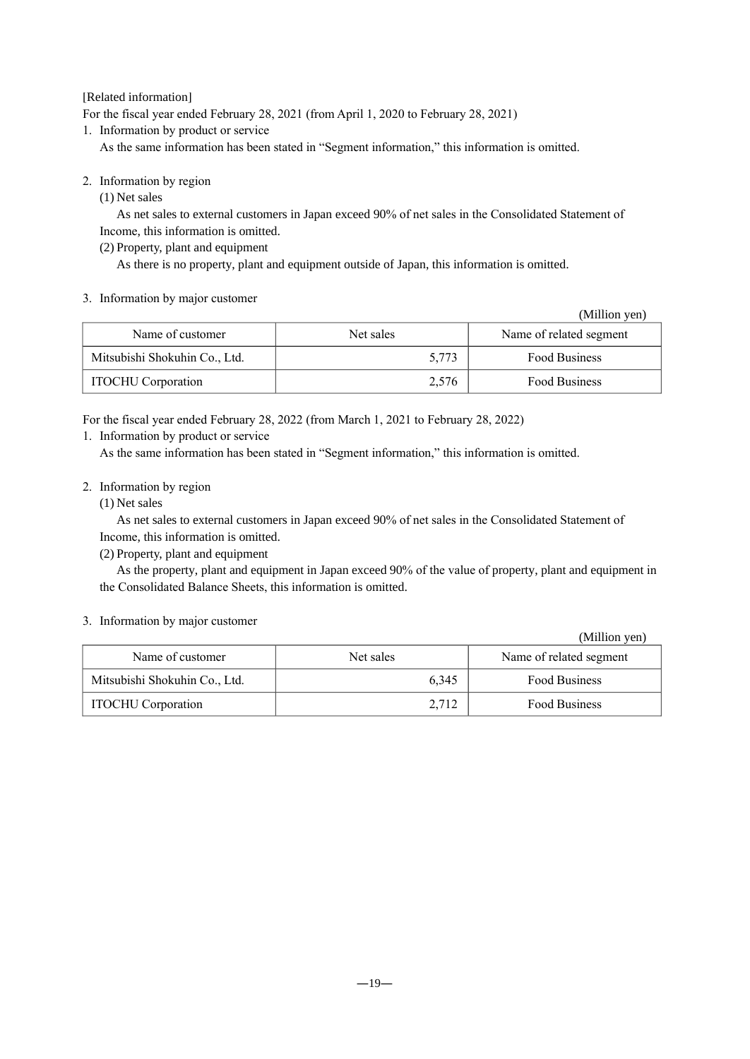[Related information]

For the fiscal year ended February 28, 2021 (from April 1, 2020 to February 28, 2021)

1. Information by product or service

   As the same information has been stated in "Segment information," this information is omitted.

2. Information by region

   (1) Net sales

   As net sales to external customers in Japan exceed 90% of net sales in the Consolidated Statement of Income, this information is omitted.

   (2) Property, plant and equipment

   As there is no property, plant and equipment outside of Japan, this information is omitted.

3. Information by major customer

(Million yen)

| Name of customer | Net sales | Name of related segment |
|---|---|---|
| Mitsubishi Shokuhin Co., Ltd. | 5,773 | Food Business |
| ITOCHU Corporation | 2,576 | Food Business |

For the fiscal year ended February 28, 2022 (from March 1, 2021 to February 28, 2022)

1. Information by product or service

   As the same information has been stated in "Segment information," this information is omitted.

2. Information by region

   (1) Net sales

   As net sales to external customers in Japan exceed 90% of net sales in the Consolidated Statement of Income, this information is omitted.

   (2) Property, plant and equipment

   As the property, plant and equipment in Japan exceed 90% of the value of property, plant and equipment in the Consolidated Balance Sheets, this information is omitted.

3. Information by major customer

(Million yen)

| Name of customer | Net sales | Name of related segment |
|---|---|---|
| Mitsubishi Shokuhin Co., Ltd. | 6,345 | Food Business |
| ITOCHU Corporation | 2,712 | Food Business |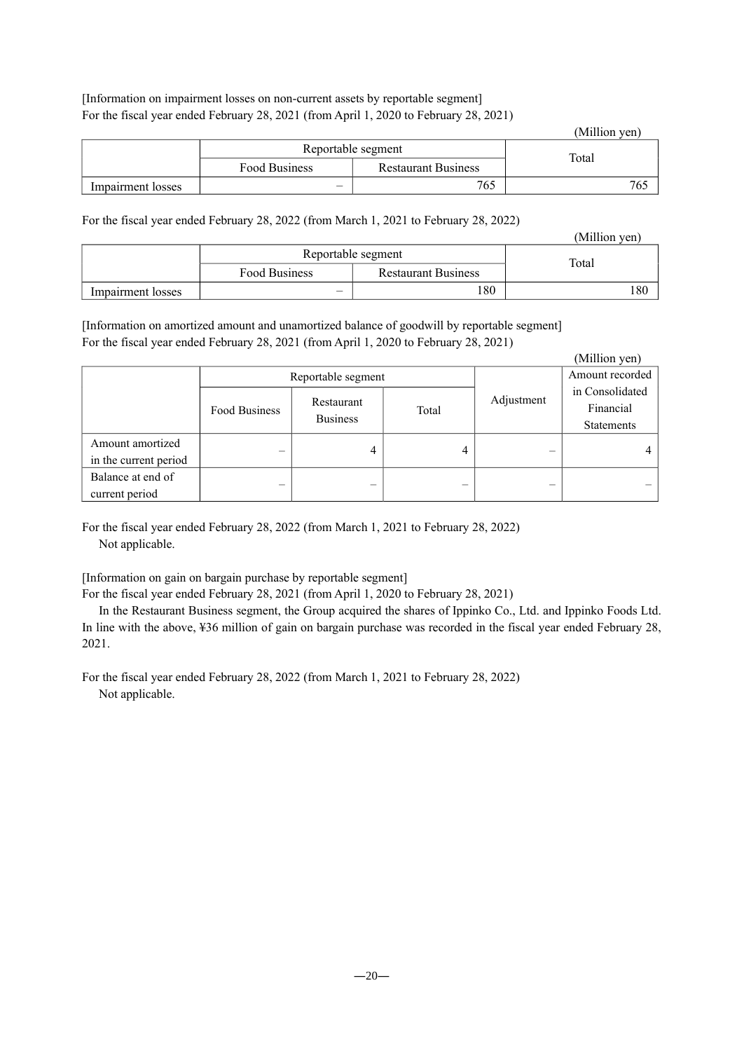[Information on impairment losses on non-current assets by reportable segment]
For the fiscal year ended February 28, 2021 (from April 1, 2020 to February 28, 2021)

(Million yen)

| | Reportable segment | | Total |
|---|---|---|---|
| | Food Business | Restaurant Business | |
| Impairment losses | – | 765 | 765 |

For the fiscal year ended February 28, 2022 (from March 1, 2021 to February 28, 2022)

(Million yen)

| | Reportable segment | | Total |
|---|---|---|---|
| | Food Business | Restaurant Business | |
| Impairment losses | – | 180 | 180 |

[Information on amortized amount and unamortized balance of goodwill by reportable segment]
For the fiscal year ended February 28, 2021 (from April 1, 2020 to February 28, 2021)

(Million yen)

| | Reportable segment | | | Adjustment | Amount recorded in Consolidated Financial Statements |
|---|---|---|---|---|---|
| | Food Business | Restaurant Business | Total | | |
| Amount amortized in the current period | – | 4 | 4 | – | 4 |
| Balance at end of current period | – | – | – | – | – |

For the fiscal year ended February 28, 2022 (from March 1, 2021 to February 28, 2022)
Not applicable.

[Information on gain on bargain purchase by reportable segment]
For the fiscal year ended February 28, 2021 (from April 1, 2020 to February 28, 2021)

In the Restaurant Business segment, the Group acquired the shares of Ippinko Co., Ltd. and Ippinko Foods Ltd. In line with the above, ¥36 million of gain on bargain purchase was recorded in the fiscal year ended February 28, 2021.

For the fiscal year ended February 28, 2022 (from March 1, 2021 to February 28, 2022)
Not applicable.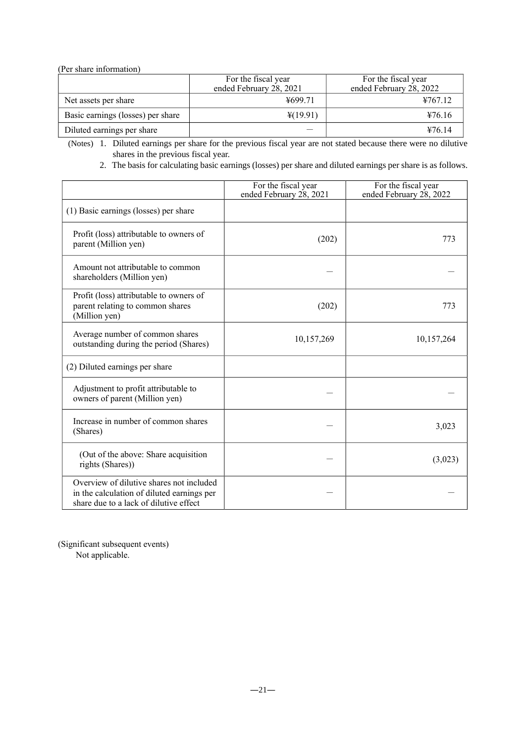(Per share information)

| | For the fiscal year ended February 28, 2021 | For the fiscal year ended February 28, 2022 |
|---|---|---|
| Net assets per share | ¥699.71 | ¥767.12 |
| Basic earnings (losses) per share | ¥(19.91) | ¥76.16 |
| Diluted earnings per share | — | ¥76.14 |

(Notes) 1. Diluted earnings per share for the previous fiscal year are not stated because there were no dilutive shares in the previous fiscal year.

2. The basis for calculating basic earnings (losses) per share and diluted earnings per share is as follows.

| | For the fiscal year ended February 28, 2021 | For the fiscal year ended February 28, 2022 |
|---|---|---|
| (1) Basic earnings (losses) per share | | |
| Profit (loss) attributable to owners of parent (Million yen) | (202) | 773 |
| Amount not attributable to common shareholders (Million yen) | — | — |
| Profit (loss) attributable to owners of parent relating to common shares (Million yen) | (202) | 773 |
| Average number of common shares outstanding during the period (Shares) | 10,157,269 | 10,157,264 |
| (2) Diluted earnings per share | | |
| Adjustment to profit attributable to owners of parent (Million yen) | — | — |
| Increase in number of common shares (Shares) | — | 3,023 |
| (Out of the above: Share acquisition rights (Shares)) | — | (3,023) |
| Overview of dilutive shares not included in the calculation of diluted earnings per share due to a lack of dilutive effect | — | — |

(Significant subsequent events)

Not applicable.